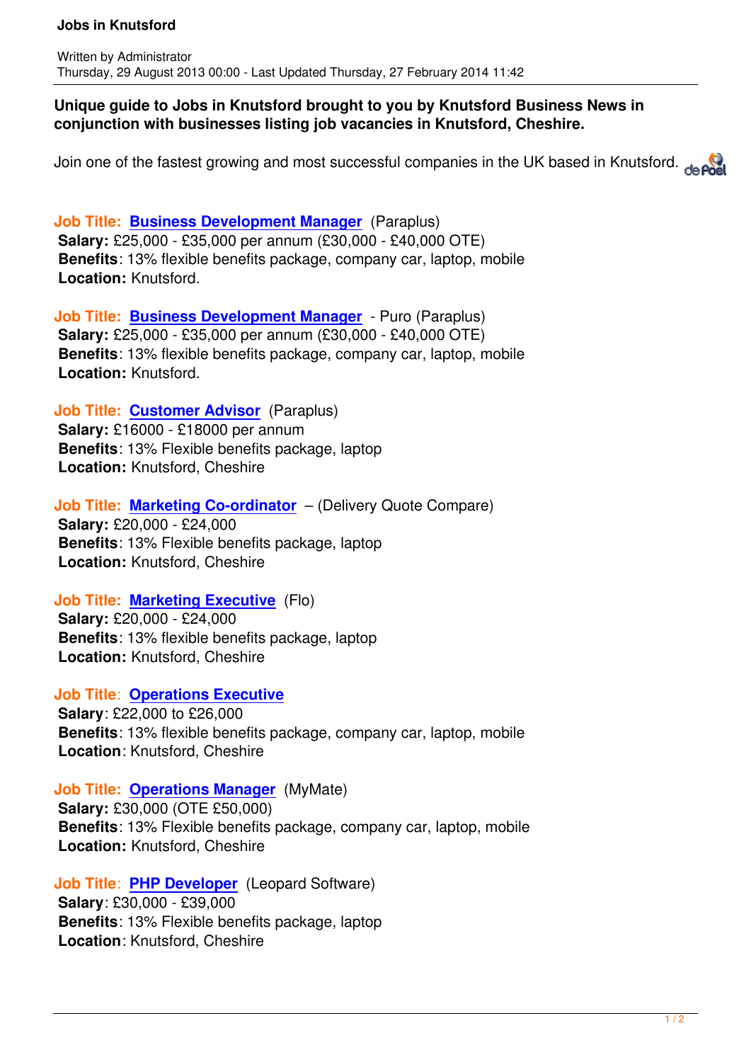# Jobs in Knutsford

Written by Administrator
Thursday, 29 August 2013 00:00 - Last Updated Thursday, 27 February 2014 11:42

**Unique guide to Jobs in Knutsford brought to you by Knutsford Business News in conjunction with businesses listing job vacancies in Knutsford, Cheshire.**

Join one of the fastest growing and most successful companies in the UK based in Knutsford.

**Job Title: Business Development Manager** (Paraplus)
**Salary:** £25,000 - £35,000 per annum (£30,000 - £40,000 OTE)
**Benefits**: 13% flexible benefits package, company car, laptop, mobile
**Location:** Knutsford.

**Job Title: Business Development Manager** - Puro (Paraplus)
**Salary:** £25,000 - £35,000 per annum (£30,000 - £40,000 OTE)
**Benefits**: 13% flexible benefits package, company car, laptop, mobile
**Location:** Knutsford.

**Job Title: Customer Advisor** (Paraplus)
**Salary:** £16000 - £18000 per annum
**Benefits**: 13% Flexible benefits package, laptop
**Location:** Knutsford, Cheshire

**Job Title: Marketing Co-ordinator** – (Delivery Quote Compare)
**Salary:** £20,000 - £24,000
**Benefits**: 13% Flexible benefits package, laptop
**Location:** Knutsford, Cheshire

**Job Title: Marketing Executive** (Flo)
**Salary:** £20,000 - £24,000
**Benefits**: 13% flexible benefits package, laptop
**Location:** Knutsford, Cheshire

**Job Title: Operations Executive**
**Salary**: £22,000 to £26,000
**Benefits**: 13% flexible benefits package, company car, laptop, mobile
**Location**: Knutsford, Cheshire

**Job Title: Operations Manager** (MyMate)
**Salary:** £30,000 (OTE £50,000)
**Benefits**: 13% Flexible benefits package, company car, laptop, mobile
**Location:** Knutsford, Cheshire

**Job Title: PHP Developer** (Leopard Software)
**Salary**: £30,000 - £39,000
**Benefits**: 13% Flexible benefits package, laptop
**Location**: Knutsford, Cheshire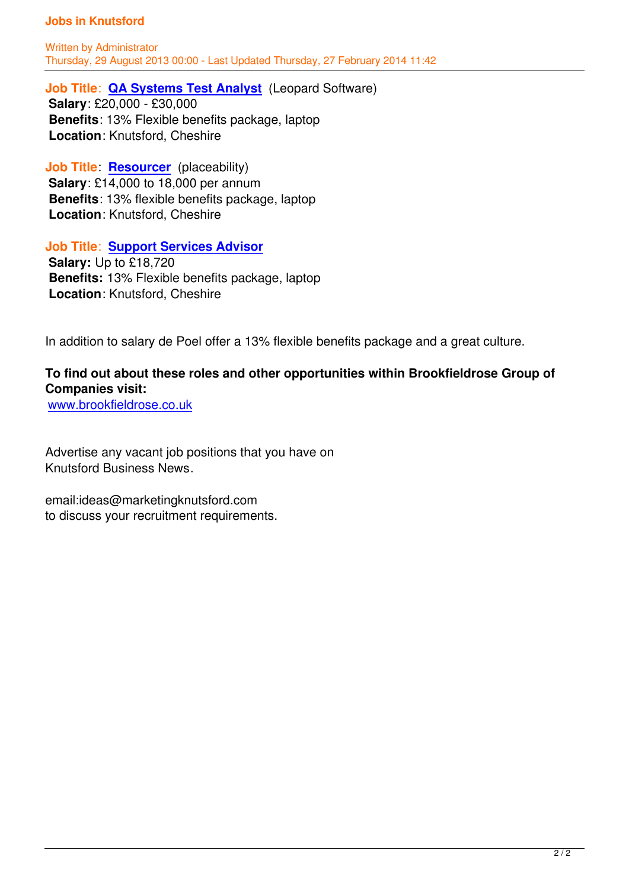**Job Title**: **QA Systems Test Analyst** (Leopard Software)
**Salary**: £20,000 - £30,000
**Benefits**: 13% Flexible benefits package, laptop
**Location**: Knutsford, Cheshire

**Job Title**: **Resourcer** (placeability)
**Salary**: £14,000 to 18,000 per annum
**Benefits**: 13% flexible benefits package, laptop
**Location**: Knutsford, Cheshire

**Job Title**: **Support Services Advisor**
**Salary:** Up to £18,720
**Benefits:** 13% Flexible benefits package, laptop
**Location**: Knutsford, Cheshire

In addition to salary de Poel offer a 13% flexible benefits package and a great culture.

**To find out about these roles and other opportunities within Brookfieldrose Group of Companies visit:**
www.brookfieldrose.co.uk

Advertise any vacant job positions that you have on
Knutsford Business News.

email:ideas@marketingknutsford.com
to discuss your recruitment requirements.